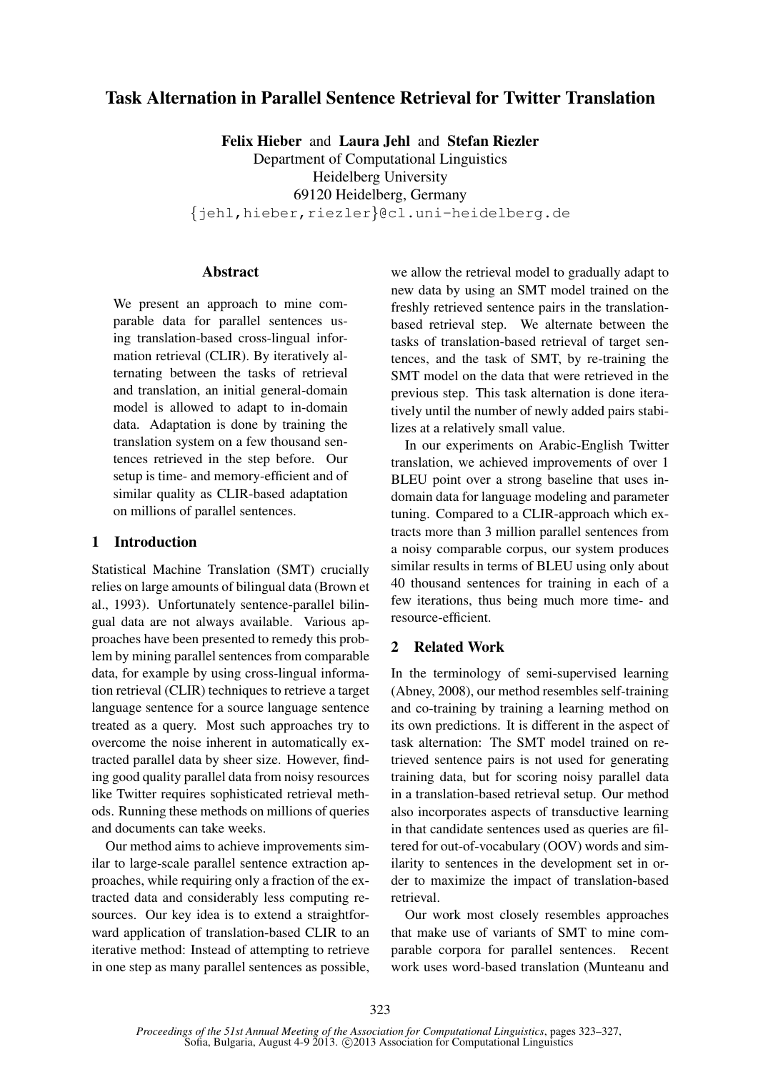# Task Alternation in Parallel Sentence Retrieval for Twitter Translation

**Felix Hieber** and **Laura Jehl** and **Stefan Riezler**
Department of Computational Linguistics
Heidelberg University
69120 Heidelberg, Germany
{jehl,hieber,riezler}@cl.uni-heidelberg.de

## Abstract

We present an approach to mine comparable data for parallel sentences using translation-based cross-lingual information retrieval (CLIR). By iteratively alternating between the tasks of retrieval and translation, an initial general-domain model is allowed to adapt to in-domain data. Adaptation is done by training the translation system on a few thousand sentences retrieved in the step before. Our setup is time- and memory-efficient and of similar quality as CLIR-based adaptation on millions of parallel sentences.

## 1 Introduction

Statistical Machine Translation (SMT) crucially relies on large amounts of bilingual data (Brown et al., 1993). Unfortunately sentence-parallel bilingual data are not always available. Various approaches have been presented to remedy this problem by mining parallel sentences from comparable data, for example by using cross-lingual information retrieval (CLIR) techniques to retrieve a target language sentence for a source language sentence treated as a query. Most such approaches try to overcome the noise inherent in automatically extracted parallel data by sheer size. However, finding good quality parallel data from noisy resources like Twitter requires sophisticated retrieval methods. Running these methods on millions of queries and documents can take weeks.

Our method aims to achieve improvements similar to large-scale parallel sentence extraction approaches, while requiring only a fraction of the extracted data and considerably less computing resources. Our key idea is to extend a straightforward application of translation-based CLIR to an iterative method: Instead of attempting to retrieve in one step as many parallel sentences as possible, we allow the retrieval model to gradually adapt to new data by using an SMT model trained on the freshly retrieved sentence pairs in the translation-based retrieval step. We alternate between the tasks of translation-based retrieval of target sentences, and the task of SMT, by re-training the SMT model on the data that were retrieved in the previous step. This task alternation is done iteratively until the number of newly added pairs stabilizes at a relatively small value.

In our experiments on Arabic-English Twitter translation, we achieved improvements of over 1 BLEU point over a strong baseline that uses in-domain data for language modeling and parameter tuning. Compared to a CLIR-approach which extracts more than 3 million parallel sentences from a noisy comparable corpus, our system produces similar results in terms of BLEU using only about 40 thousand sentences for training in each of a few iterations, thus being much more time- and resource-efficient.

## 2 Related Work

In the terminology of semi-supervised learning (Abney, 2008), our method resembles self-training and co-training by training a learning method on its own predictions. It is different in the aspect of task alternation: The SMT model trained on retrieved sentence pairs is not used for generating training data, but for scoring noisy parallel data in a translation-based retrieval setup. Our method also incorporates aspects of transductive learning in that candidate sentences used as queries are filtered for out-of-vocabulary (OOV) words and similarity to sentences in the development set in order to maximize the impact of translation-based retrieval.

Our work most closely resembles approaches that make use of variants of SMT to mine comparable corpora for parallel sentences. Recent work uses word-based translation (Munteanu and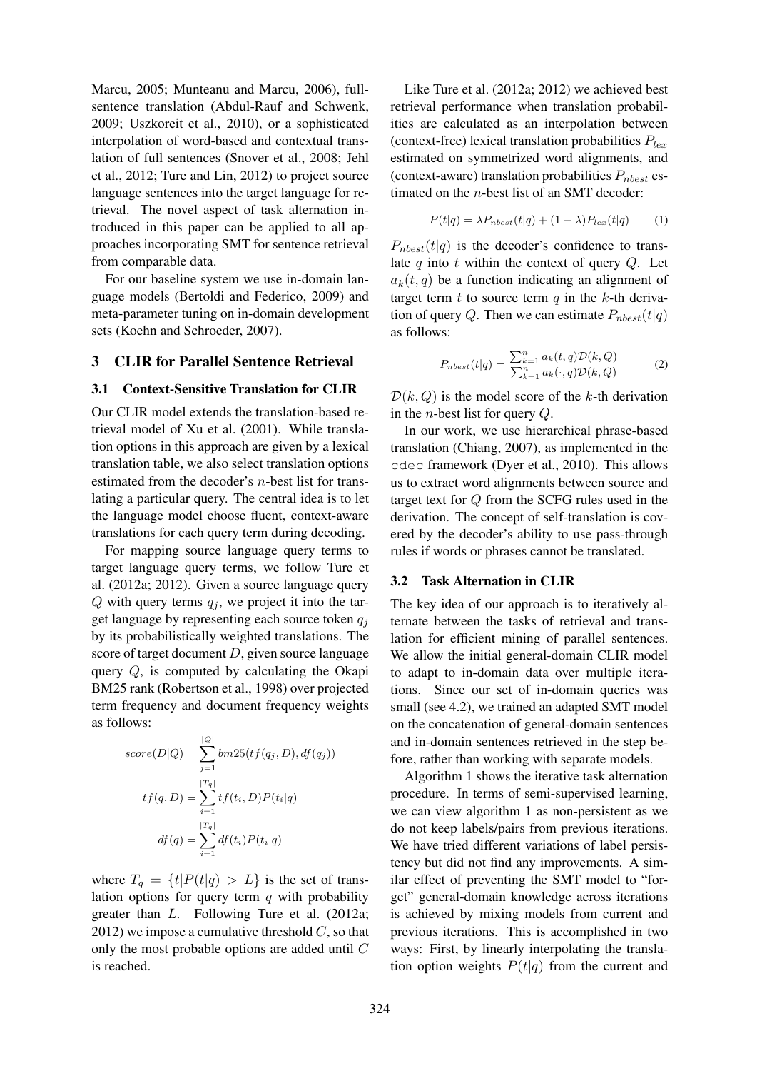Marcu, 2005; Munteanu and Marcu, 2006), full-sentence translation (Abdul-Rauf and Schwenk, 2009; Uszkoreit et al., 2010), or a sophisticated interpolation of word-based and contextual translation of full sentences (Snover et al., 2008; Jehl et al., 2012; Ture and Lin, 2012) to project source language sentences into the target language for retrieval. The novel aspect of task alternation introduced in this paper can be applied to all approaches incorporating SMT for sentence retrieval from comparable data.

For our baseline system we use in-domain language models (Bertoldi and Federico, 2009) and meta-parameter tuning on in-domain development sets (Koehn and Schroeder, 2007).

## 3 CLIR for Parallel Sentence Retrieval

### 3.1 Context-Sensitive Translation for CLIR

Our CLIR model extends the translation-based retrieval model of Xu et al. (2001). While translation options in this approach are given by a lexical translation table, we also select translation options estimated from the decoder's $n$-best list for translating a particular query. The central idea is to let the language model choose fluent, context-aware translations for each query term during decoding.

For mapping source language query terms to target language query terms, we follow Ture et al. (2012a; 2012). Given a source language query $Q$ with query terms $q_j$, we project it into the target language by representing each source token $q_j$ by its probabilistically weighted translations. The score of target document $D$, given source language query $Q$, is computed by calculating the Okapi BM25 rank (Robertson et al., 1998) over projected term frequency and document frequency weights as follows:

$$score(D|Q) = \sum_{j=1}^{|Q|} bm25(tf(q_j, D), df(q_j))$$

$$tf(q, D) = \sum_{i=1}^{|T_q|} tf(t_i, D) P(t_i|q)$$

$$df(q) = \sum_{i=1}^{|T_q|} df(t_i) P(t_i|q)$$

where $T_q = \{t|P(t|q) > L\}$ is the set of translation options for query term $q$ with probability greater than $L$. Following Ture et al. (2012a; 2012) we impose a cumulative threshold $C$, so that only the most probable options are added until $C$ is reached.

Like Ture et al. (2012a; 2012) we achieved best retrieval performance when translation probabilities are calculated as an interpolation between (context-free) lexical translation probabilities $P_{lex}$ estimated on symmetrized word alignments, and (context-aware) translation probabilities $P_{nbest}$ estimated on the $n$-best list of an SMT decoder:

$$P(t|q) = \lambda P_{nbest}(t|q) + (1 - \lambda) P_{lex}(t|q) \quad (1)$$

$P_{nbest}(t|q)$ is the decoder's confidence to translate $q$ into $t$ within the context of query $Q$. Let $a_k(t, q)$ be a function indicating an alignment of target term $t$ to source term $q$ in the $k$-th derivation of query $Q$. Then we can estimate $P_{nbest}(t|q)$ as follows:

$$P_{nbest}(t|q) = \frac{\sum_{k=1}^{n} a_k(t, q) \mathcal{D}(k, Q)}{\sum_{k=1}^{n} a_k(\cdot, q) \mathcal{D}(k, Q)} \quad (2)$$

$\mathcal{D}(k, Q)$ is the model score of the $k$-th derivation in the $n$-best list for query $Q$.

In our work, we use hierarchical phrase-based translation (Chiang, 2007), as implemented in the `cdec` framework (Dyer et al., 2010). This allows us to extract word alignments between source and target text for $Q$ from the SCFG rules used in the derivation. The concept of self-translation is covered by the decoder's ability to use pass-through rules if words or phrases cannot be translated.

### 3.2 Task Alternation in CLIR

The key idea of our approach is to iteratively alternate between the tasks of retrieval and translation for efficient mining of parallel sentences. We allow the initial general-domain CLIR model to adapt to in-domain data over multiple iterations. Since our set of in-domain queries was small (see 4.2), we trained an adapted SMT model on the concatenation of general-domain sentences and in-domain sentences retrieved in the step before, rather than working with separate models.

Algorithm 1 shows the iterative task alternation procedure. In terms of semi-supervised learning, we can view algorithm 1 as non-persistent as we do not keep labels/pairs from previous iterations. We have tried different variations of label persistency but did not find any improvements. A similar effect of preventing the SMT model to "forget" general-domain knowledge across iterations is achieved by mixing models from current and previous iterations. This is accomplished in two ways: First, by linearly interpolating the translation option weights $P(t|q)$ from the current and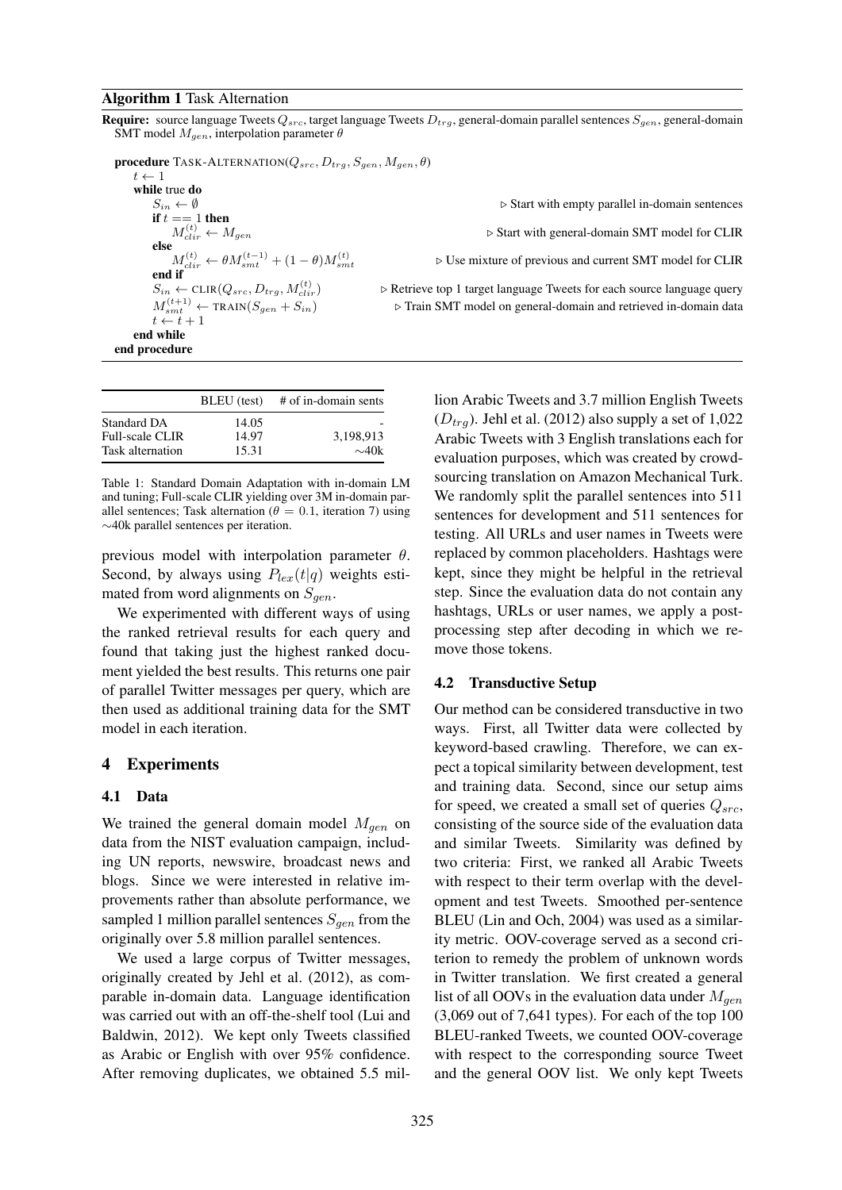**Algorithm 1** Task Alternation

**Require:** source language Tweets $Q_{src}$, target language Tweets $D_{trg}$, general-domain parallel sentences $S_{gen}$, general-domain SMT model $M_{gen}$, interpolation parameter $\theta$

```
procedure TASK-ALTERNATION(Q_src, D_trg, S_gen, M_gen, θ)
    t ← 1
    while true do
        S_in ← ∅                                        ▷ Start with empty parallel in-domain sentences
        if t == 1 then
            M_clir^(t) ← M_gen                          ▷ Start with general-domain SMT model for CLIR
        else
            M_clir^(t) ← θ M_smt^(t-1) + (1 − θ) M_smt^(t)   ▷ Use mixture of previous and current SMT model for CLIR
        end if
        S_in ← CLIR(Q_src, D_trg, M_clir^(t))           ▷ Retrieve top 1 target language Tweets for each source language query
        M_smt^(t+1) ← TRAIN(S_gen + S_in)               ▷ Train SMT model on general-domain and retrieved in-domain data
        t ← t + 1
    end while
end procedure
```

| | BLEU (test) | # of in-domain sents |
|---|---|---|
| Standard DA | 14.05 | - |
| Full-scale CLIR | 14.97 | 3,198,913 |
| Task alternation | 15.31 | ∼40k |

Table 1: Standard Domain Adaptation with in-domain LM and tuning; Full-scale CLIR yielding over 3M in-domain parallel sentences; Task alternation ($\theta = 0.1$, iteration 7) using ∼40k parallel sentences per iteration.

previous model with interpolation parameter $\theta$. Second, by always using $P_{lex}(t|q)$ weights estimated from word alignments on $S_{gen}$.

We experimented with different ways of using the ranked retrieval results for each query and found that taking just the highest ranked document yielded the best results. This returns one pair of parallel Twitter messages per query, which are then used as additional training data for the SMT model in each iteration.

## 4 Experiments

### 4.1 Data

We trained the general domain model $M_{gen}$ on data from the NIST evaluation campaign, including UN reports, newswire, broadcast news and blogs. Since we were interested in relative improvements rather than absolute performance, we sampled 1 million parallel sentences $S_{gen}$ from the originally over 5.8 million parallel sentences.

We used a large corpus of Twitter messages, originally created by Jehl et al. (2012), as comparable in-domain data. Language identification was carried out with an off-the-shelf tool (Lui and Baldwin, 2012). We kept only Tweets classified as Arabic or English with over 95% confidence. After removing duplicates, we obtained 5.5 million Arabic Tweets and 3.7 million English Tweets ($D_{trg}$). Jehl et al. (2012) also supply a set of 1,022 Arabic Tweets with 3 English translations each for evaluation purposes, which was created by crowdsourcing translation on Amazon Mechanical Turk. We randomly split the parallel sentences into 511 sentences for development and 511 sentences for testing. All URLs and user names in Tweets were replaced by common placeholders. Hashtags were kept, since they might be helpful in the retrieval step. Since the evaluation data do not contain any hashtags, URLs or user names, we apply a postprocessing step after decoding in which we remove those tokens.

### 4.2 Transductive Setup

Our method can be considered transductive in two ways. First, all Twitter data were collected by keyword-based crawling. Therefore, we can expect a topical similarity between development, test and training data. Second, since our setup aims for speed, we created a small set of queries $Q_{src}$, consisting of the source side of the evaluation data and similar Tweets. Similarity was defined by two criteria: First, we ranked all Arabic Tweets with respect to their term overlap with the development and test Tweets. Smoothed per-sentence BLEU (Lin and Och, 2004) was used as a similarity metric. OOV-coverage served as a second criterion to remedy the problem of unknown words in Twitter translation. We first created a general list of all OOVs in the evaluation data under $M_{gen}$ (3,069 out of 7,641 types). For each of the top 100 BLEU-ranked Tweets, we counted OOV-coverage with respect to the corresponding source Tweet and the general OOV list. We only kept Tweets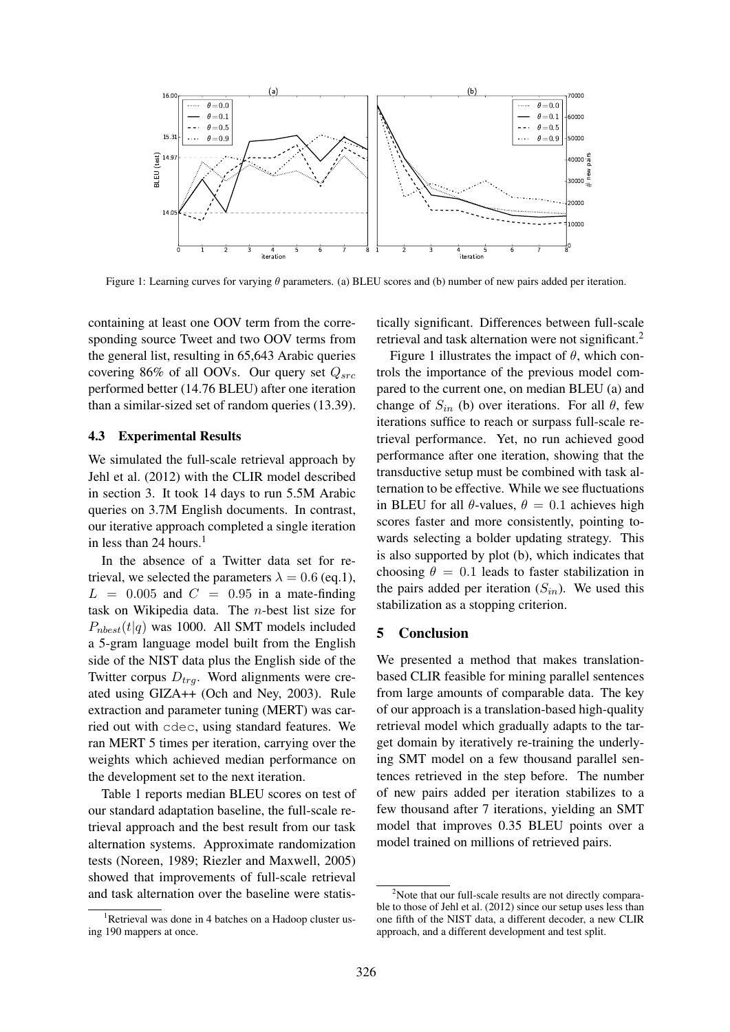Figure 1: Learning curves for varying $\theta$ parameters. (a) BLEU scores and (b) number of new pairs added per iteration.

containing at least one OOV term from the corresponding source Tweet and two OOV terms from the general list, resulting in 65,643 Arabic queries covering 86% of all OOVs. Our query set $Q_{src}$ performed better (14.76 BLEU) after one iteration than a similar-sized set of random queries (13.39).

### 4.3 Experimental Results

We simulated the full-scale retrieval approach by Jehl et al. (2012) with the CLIR model described in section 3. It took 14 days to run 5.5M Arabic queries on 3.7M English documents. In contrast, our iterative approach completed a single iteration in less than 24 hours.[1]

In the absence of a Twitter data set for retrieval, we selected the parameters $\lambda = 0.6$ (eq.1), $L = 0.005$ and $C = 0.95$ in a mate-finding task on Wikipedia data. The $n$-best list size for $P_{nbest}(t|q)$ was 1000. All SMT models included a 5-gram language model built from the English side of the NIST data plus the English side of the Twitter corpus $D_{trg}$. Word alignments were created using GIZA++ (Och and Ney, 2003). Rule extraction and parameter tuning (MERT) was carried out with cdec, using standard features. We ran MERT 5 times per iteration, carrying over the weights which achieved median performance on the development set to the next iteration.

Table 1 reports median BLEU scores on test of our standard adaptation baseline, the full-scale retrieval approach and the best result from our task alternation systems. Approximate randomization tests (Noreen, 1989; Riezler and Maxwell, 2005) showed that improvements of full-scale retrieval and task alternation over the baseline were statistically significant. Differences between full-scale retrieval and task alternation were not significant.[2]

Figure 1 illustrates the impact of $\theta$, which controls the importance of the previous model compared to the current one, on median BLEU (a) and change of $S_{in}$ (b) over iterations. For all $\theta$, few iterations suffice to reach or surpass full-scale retrieval performance. Yet, no run achieved good performance after one iteration, showing that the transductive setup must be combined with task alternation to be effective. While we see fluctuations in BLEU for all $\theta$-values, $\theta = 0.1$ achieves high scores faster and more consistently, pointing towards selecting a bolder updating strategy. This is also supported by plot (b), which indicates that choosing $\theta = 0.1$ leads to faster stabilization in the pairs added per iteration ($S_{in}$). We used this stabilization as a stopping criterion.

## 5 Conclusion

We presented a method that makes translation-based CLIR feasible for mining parallel sentences from large amounts of comparable data. The key of our approach is a translation-based high-quality retrieval model which gradually adapts to the target domain by iteratively re-training the underlying SMT model on a few thousand parallel sentences retrieved in the step before. The number of new pairs added per iteration stabilizes to a few thousand after 7 iterations, yielding an SMT model that improves 0.35 BLEU points over a model trained on millions of retrieved pairs.

[1] Retrieval was done in 4 batches on a Hadoop cluster using 190 mappers at once.

[2] Note that our full-scale results are not directly comparable to those of Jehl et al. (2012) since our setup uses less than one fifth of the NIST data, a different decoder, a new CLIR approach, and a different development and test split.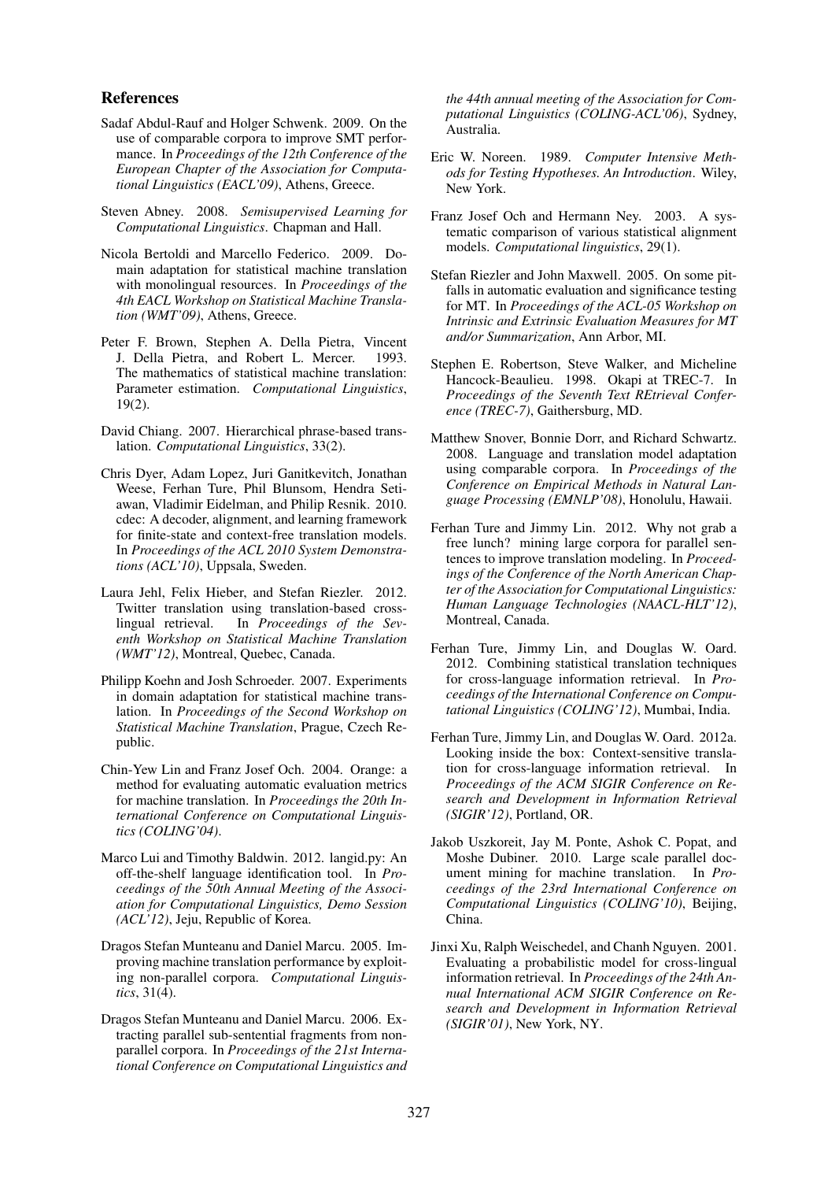## References

Sadaf Abdul-Rauf and Holger Schwenk. 2009. On the use of comparable corpora to improve SMT performance. In *Proceedings of the 12th Conference of the European Chapter of the Association for Computational Linguistics (EACL'09)*, Athens, Greece.

Steven Abney. 2008. *Semisupervised Learning for Computational Linguistics*. Chapman and Hall.

Nicola Bertoldi and Marcello Federico. 2009. Domain adaptation for statistical machine translation with monolingual resources. In *Proceedings of the 4th EACL Workshop on Statistical Machine Translation (WMT'09)*, Athens, Greece.

Peter F. Brown, Stephen A. Della Pietra, Vincent J. Della Pietra, and Robert L. Mercer. 1993. The mathematics of statistical machine translation: Parameter estimation. *Computational Linguistics*, 19(2).

David Chiang. 2007. Hierarchical phrase-based translation. *Computational Linguistics*, 33(2).

Chris Dyer, Adam Lopez, Juri Ganitkevitch, Jonathan Weese, Ferhan Ture, Phil Blunsom, Hendra Setiawan, Vladimir Eidelman, and Philip Resnik. 2010. cdec: A decoder, alignment, and learning framework for finite-state and context-free translation models. In *Proceedings of the ACL 2010 System Demonstrations (ACL'10)*, Uppsala, Sweden.

Laura Jehl, Felix Hieber, and Stefan Riezler. 2012. Twitter translation using translation-based cross-lingual retrieval. In *Proceedings of the Seventh Workshop on Statistical Machine Translation (WMT'12)*, Montreal, Quebec, Canada.

Philipp Koehn and Josh Schroeder. 2007. Experiments in domain adaptation for statistical machine translation. In *Proceedings of the Second Workshop on Statistical Machine Translation*, Prague, Czech Republic.

Chin-Yew Lin and Franz Josef Och. 2004. Orange: a method for evaluating automatic evaluation metrics for machine translation. In *Proceedings the 20th International Conference on Computational Linguistics (COLING'04)*.

Marco Lui and Timothy Baldwin. 2012. langid.py: An off-the-shelf language identification tool. In *Proceedings of the 50th Annual Meeting of the Association for Computational Linguistics, Demo Session (ACL'12)*, Jeju, Republic of Korea.

Dragos Stefan Munteanu and Daniel Marcu. 2005. Improving machine translation performance by exploiting non-parallel corpora. *Computational Linguistics*, 31(4).

Dragos Stefan Munteanu and Daniel Marcu. 2006. Extracting parallel sub-sentential fragments from non-parallel corpora. In *Proceedings of the 21st International Conference on Computational Linguistics and the 44th annual meeting of the Association for Computational Linguistics (COLING-ACL'06)*, Sydney, Australia.

Eric W. Noreen. 1989. *Computer Intensive Methods for Testing Hypotheses. An Introduction*. Wiley, New York.

Franz Josef Och and Hermann Ney. 2003. A systematic comparison of various statistical alignment models. *Computational linguistics*, 29(1).

Stefan Riezler and John Maxwell. 2005. On some pitfalls in automatic evaluation and significance testing for MT. In *Proceedings of the ACL-05 Workshop on Intrinsic and Extrinsic Evaluation Measures for MT and/or Summarization*, Ann Arbor, MI.

Stephen E. Robertson, Steve Walker, and Micheline Hancock-Beaulieu. 1998. Okapi at TREC-7. In *Proceedings of the Seventh Text REtrieval Conference (TREC-7)*, Gaithersburg, MD.

Matthew Snover, Bonnie Dorr, and Richard Schwartz. 2008. Language and translation model adaptation using comparable corpora. In *Proceedings of the Conference on Empirical Methods in Natural Language Processing (EMNLP'08)*, Honolulu, Hawaii.

Ferhan Ture and Jimmy Lin. 2012. Why not grab a free lunch? mining large corpora for parallel sentences to improve translation modeling. In *Proceedings of the Conference of the North American Chapter of the Association for Computational Linguistics: Human Language Technologies (NAACL-HLT'12)*, Montreal, Canada.

Ferhan Ture, Jimmy Lin, and Douglas W. Oard. 2012. Combining statistical translation techniques for cross-language information retrieval. In *Proceedings of the International Conference on Computational Linguistics (COLING'12)*, Mumbai, India.

Ferhan Ture, Jimmy Lin, and Douglas W. Oard. 2012a. Looking inside the box: Context-sensitive translation for cross-language information retrieval. In *Proceedings of the ACM SIGIR Conference on Research and Development in Information Retrieval (SIGIR'12)*, Portland, OR.

Jakob Uszkoreit, Jay M. Ponte, Ashok C. Popat, and Moshe Dubiner. 2010. Large scale parallel document mining for machine translation. In *Proceedings of the 23rd International Conference on Computational Linguistics (COLING'10)*, Beijing, China.

Jinxi Xu, Ralph Weischedel, and Chanh Nguyen. 2001. Evaluating a probabilistic model for cross-lingual information retrieval. In *Proceedings of the 24th Annual International ACM SIGIR Conference on Research and Development in Information Retrieval (SIGIR'01)*, New York, NY.